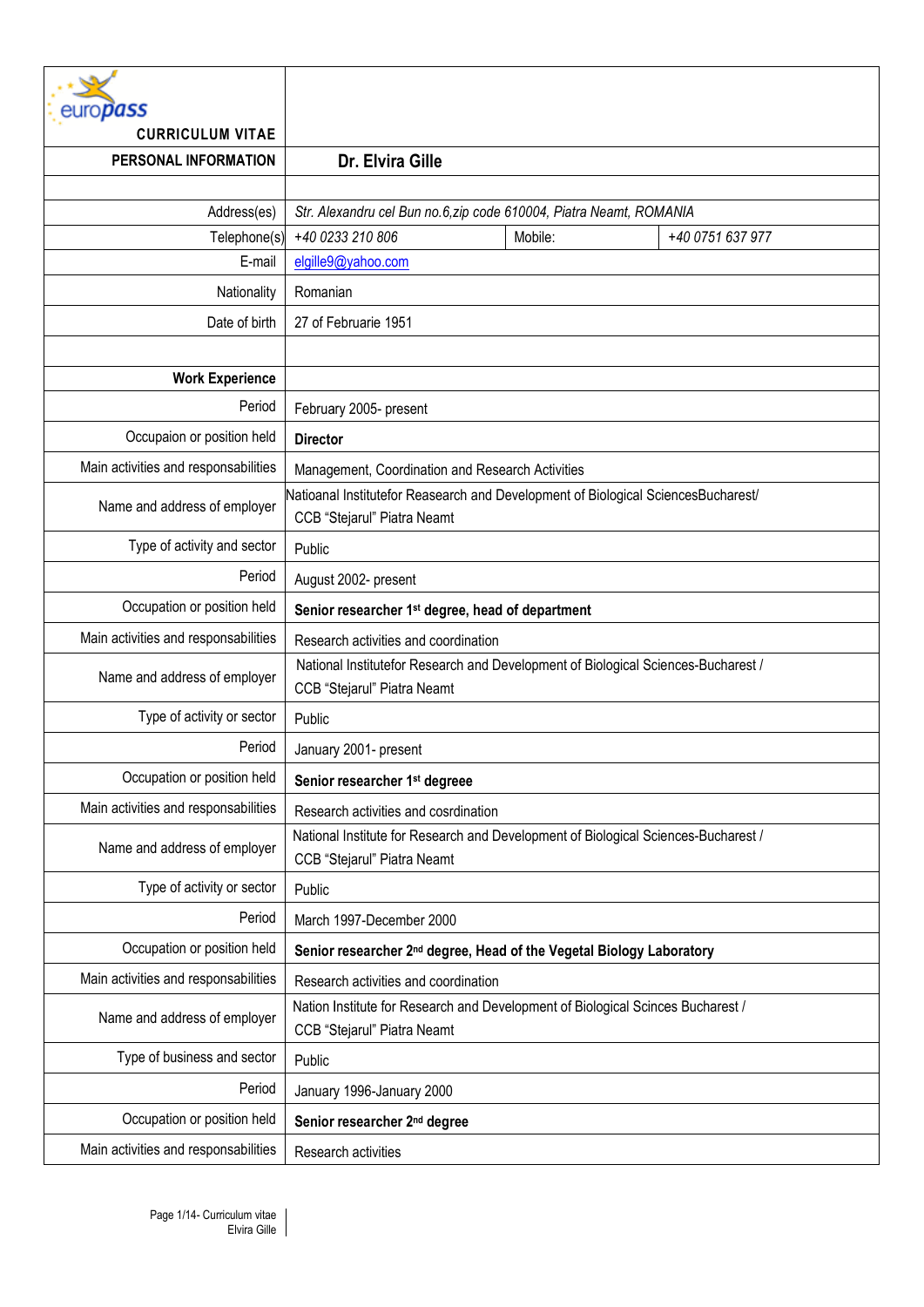# europass CURRICULUM VITAE

| | |
|---|---|
| **PERSONAL INFORMATION** | **Dr. Elvira Gille** |
| | |
| Address(es) | *Str. Alexandru cel Bun no.6,zip code 610004, Piatra Neamt, ROMANIA* |
| Telephone(s) | *+40 0233 210 806* Mobile: *+40 0751 637 977* |
| E-mail | elgille9@yahoo.com |
| Nationality | Romanian |
| Date of birth | 27 of Februarie 1951 |
| | |
| **Work Experience** | |
| Period | February 2005- present |
| Occupaion or position held | **Director** |
| Main activities and responsabilities | Management, Coordination and Research Activities |
| Name and address of employer | Natioanal Institutefor Reasearch and Development of Biological SciencesBucharest/ CCB "Stejarul" Piatra Neamt |
| Type of activity and sector | Public |
| Period | August 2002- present |
| Occupation or position held | **Senior researcher 1st degree, head of department** |
| Main activities and responsabilities | Research activities and coordination |
| Name and address of employer | National Institutefor Research and Development of Biological Sciences-Bucharest / CCB "Stejarul" Piatra Neamt |
| Type of activity or sector | Public |
| Period | January 2001- present |
| Occupation or position held | **Senior researcher 1st degreee** |
| Main activities and responsabilities | Research activities and cosrdination |
| Name and address of employer | National Institute for Research and Development of Biological Sciences-Bucharest / CCB "Stejarul" Piatra Neamt |
| Type of activity or sector | Public |
| Period | March 1997-December 2000 |
| Occupation or position held | **Senior researcher 2nd degree, Head of the Vegetal Biology Laboratory** |
| Main activities and responsabilities | Research activities and coordination |
| Name and address of employer | Nation Institute for Research and Development of Biological Scinces Bucharest / CCB "Stejarul" Piatra Neamt |
| Type of business and sector | Public |
| Period | January 1996-January 2000 |
| Occupation or position held | **Senior researcher 2nd degree** |
| Main activities and responsabilities | Research activities |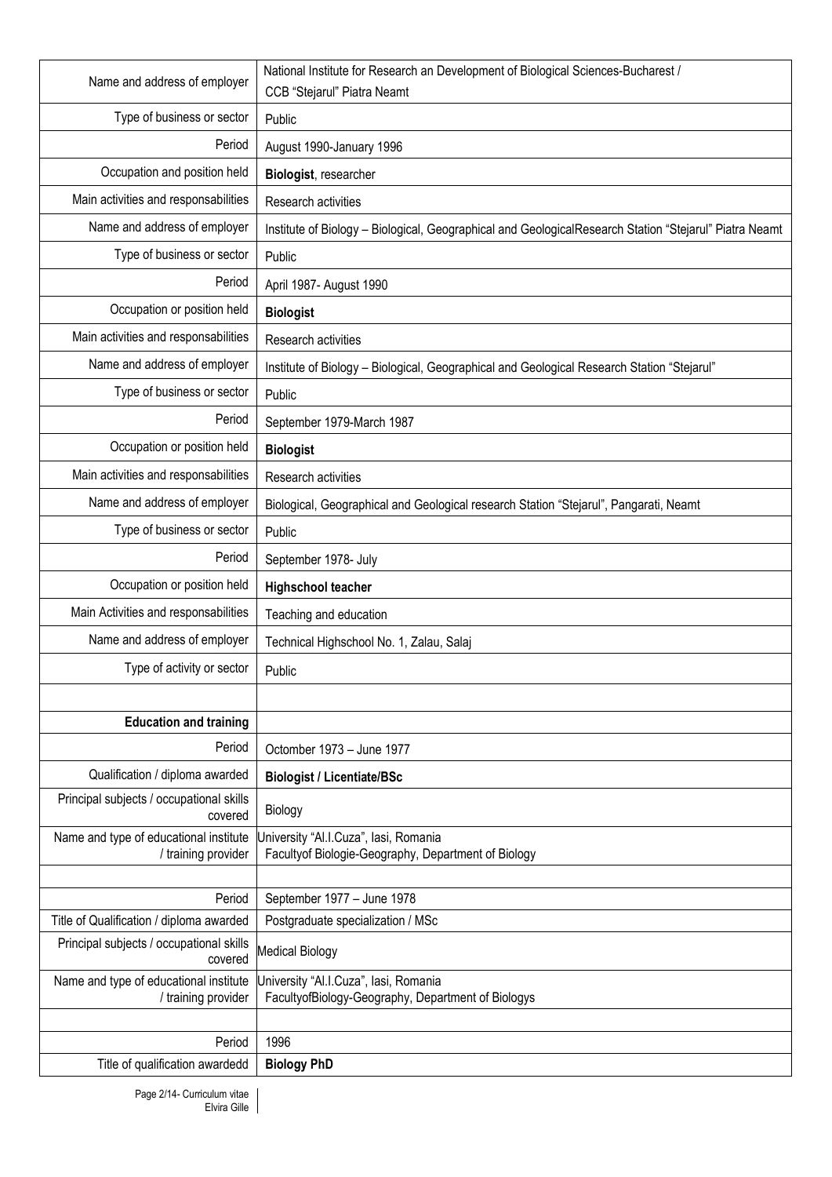| | |
|---|---|
| Name and address of employer | National Institute for Research an Development of Biological Sciences-Bucharest / CCB "Stejarul" Piatra Neamt |
| Type of business or sector | Public |
| Period | August 1990-January 1996 |
| Occupation and position held | **Biologist**, researcher |
| Main activities and responsabilities | Research activities |
| Name and address of employer | Institute of Biology – Biological, Geographical and GeologicalResearch Station "Stejarul" Piatra Neamt |
| Type of business or sector | Public |
| Period | April 1987- August 1990 |
| Occupation or position held | **Biologist** |
| Main activities and responsabilities | Research activities |
| Name and address of employer | Institute of Biology – Biological, Geographical and Geological Research Station "Stejarul" |
| Type of business or sector | Public |
| Period | September 1979-March 1987 |
| Occupation or position held | **Biologist** |
| Main activities and responsabilities | Research activities |
| Name and address of employer | Biological, Geographical and Geological research Station "Stejarul", Pangarati, Neamt |
| Type of business or sector | Public |
| Period | September 1978- July |
| Occupation or position held | **Highschool teacher** |
| Main Activities and responsabilities | Teaching and education |
| Name and address of employer | Technical Highschool No. 1, Zalau, Salaj |
| Type of activity or sector | Public |
| | |
| **Education and training** | |
| Period | Octomber 1973 – June 1977 |
| Qualification / diploma awarded | **Biologist / Licentiate/BSc** |
| Principal subjects / occupational skills covered | Biology |
| Name and type of educational institute / training provider | University "Al.I.Cuza", Iasi, Romania<br>Facultyof Biologie-Geography, Department of Biology |
| | |
| Period | September 1977 – June 1978 |
| Title of Qualification / diploma awarded | Postgraduate specialization / MSc |
| Principal subjects / occupational skills covered | Medical Biology |
| Name and type of educational institute / training provider | University "Al.I.Cuza", Iasi, Romania<br>FacultyofBiology-Geography, Department of Biologys |
| | |
| Period | 1996 |
| Title of qualification awardedd | **Biology PhD** |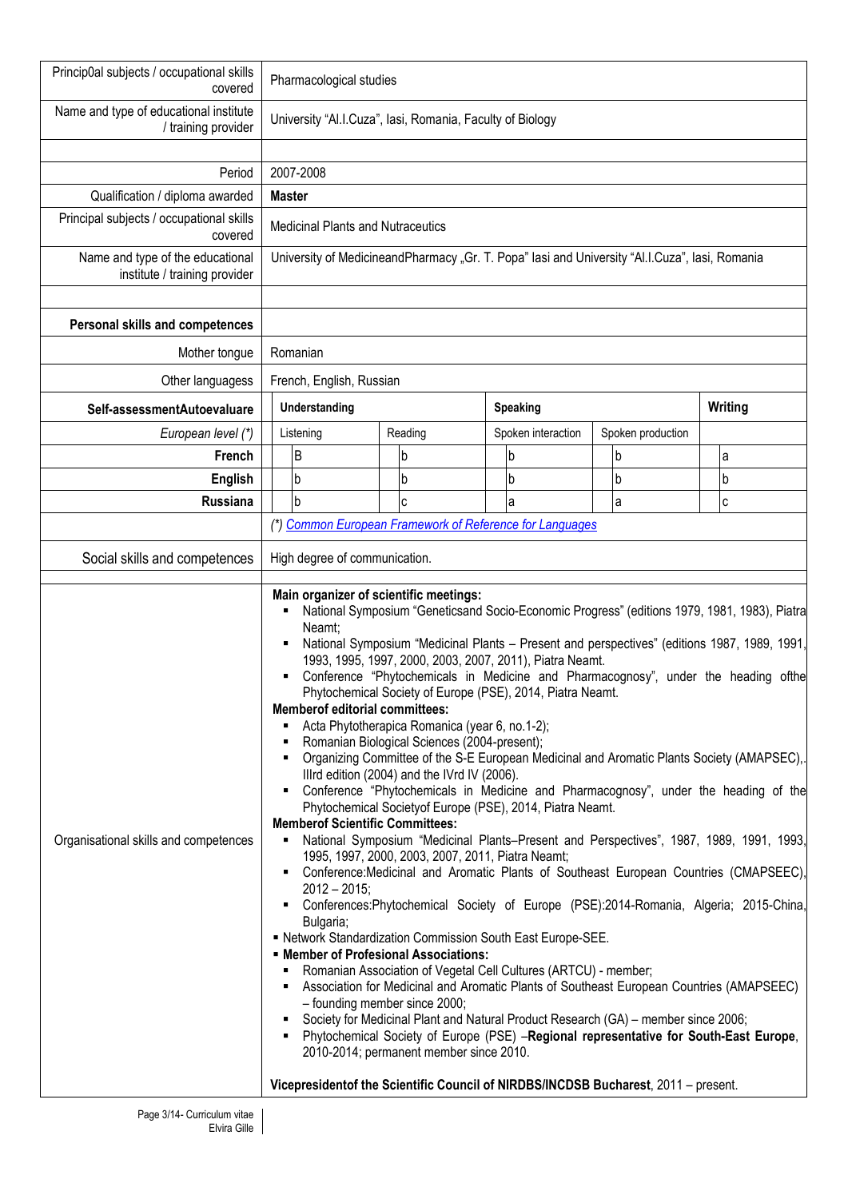| | |
|---|---|
| Princip0al subjects / occupational skills covered | Pharmacological studies |
| Name and type of educational institute / training provider | University "Al.I.Cuza", Iasi, Romania, Faculty of Biology |
| | |
| Period | 2007-2008 |
| Qualification / diploma awarded | **Master** |
| Principal subjects / occupational skills covered | Medicinal Plants and Nutraceutics |
| Name and type of the educational institute / training provider | University of MedicineandPharmacy „Gr. T. Popa" Iasi and University "Al.I.Cuza", Iasi, Romania |

**Personal skills and competences**

| | |
|---|---|
| Mother tongue | Romanian |
| Other languagess | French, English, Russian |

| **Self-assessmentAutoevaluare** | **Understanding** | | **Speaking** | | **Writing** |
|---|---|---|---|---|---|
| *European level (\*)* | Listening | Reading | Spoken interaction | Spoken production | |
| **French** | B | b | b | b | a |
| **English** | b | b | b | b | b |
| **Russiana** | b | c | a | a | c |

*(\*) Common European Framework of Reference for Languages*

| | |
|---|---|
| Social skills and competences | High degree of communication. |

**Organisational skills and competences**

**Main organizer of scientific meetings:**
- National Symposium "Geneticsand Socio-Economic Progress" (editions 1979, 1981, 1983), Piatra Neamt;
- National Symposium "Medicinal Plants – Present and perspectives" (editions 1987, 1989, 1991, 1993, 1995, 1997, 2000, 2003, 2007, 2011), Piatra Neamt.
- Conference "Phytochemicals in Medicine and Pharmacognosy", under the heading ofthe Phytochemical Society of Europe (PSE), 2014, Piatra Neamt.

**Memberof editorial committees:**
- Acta Phytotherapica Romanica (year 6, no.1-2);
- Romanian Biological Sciences (2004-present);
- Organizing Committee of the S-E European Medicinal and Aromatic Plants Society (AMAPSEC),. IIIrd edition (2004) and the IVrd IV (2006).
- Conference "Phytochemicals in Medicine and Pharmacognosy", under the heading of the Phytochemical Societyof Europe (PSE), 2014, Piatra Neamt.

**Memberof Scientific Committees:**
- National Symposium "Medicinal Plants–Present and Perspectives", 1987, 1989, 1991, 1993, 1995, 1997, 2000, 2003, 2007, 2011, Piatra Neamt;
- Conference:Medicinal and Aromatic Plants of Southeast European Countries (CMAPSEEC), 2012 – 2015;
- Conferences:Phytochemical Society of Europe (PSE):2014-Romania, Algeria; 2015-China, Bulgaria;
- Network Standardization Commission South East Europe-SEE.
- **Member of Profesional Associations:**
  - Romanian Association of Vegetal Cell Cultures (ARTCU) - member;
  - Association for Medicinal and Aromatic Plants of Southeast European Countries (AMAPSEEC) – founding member since 2000;
  - Society for Medicinal Plant and Natural Product Research (GA) – member since 2006;
  - Phytochemical Society of Europe (PSE) –**Regional representative for South-East Europe**, 2010-2014; permanent member since 2010.

**Vicepresidentof the Scientific Council of NIRDBS/INCDSB Bucharest**, 2011 – present.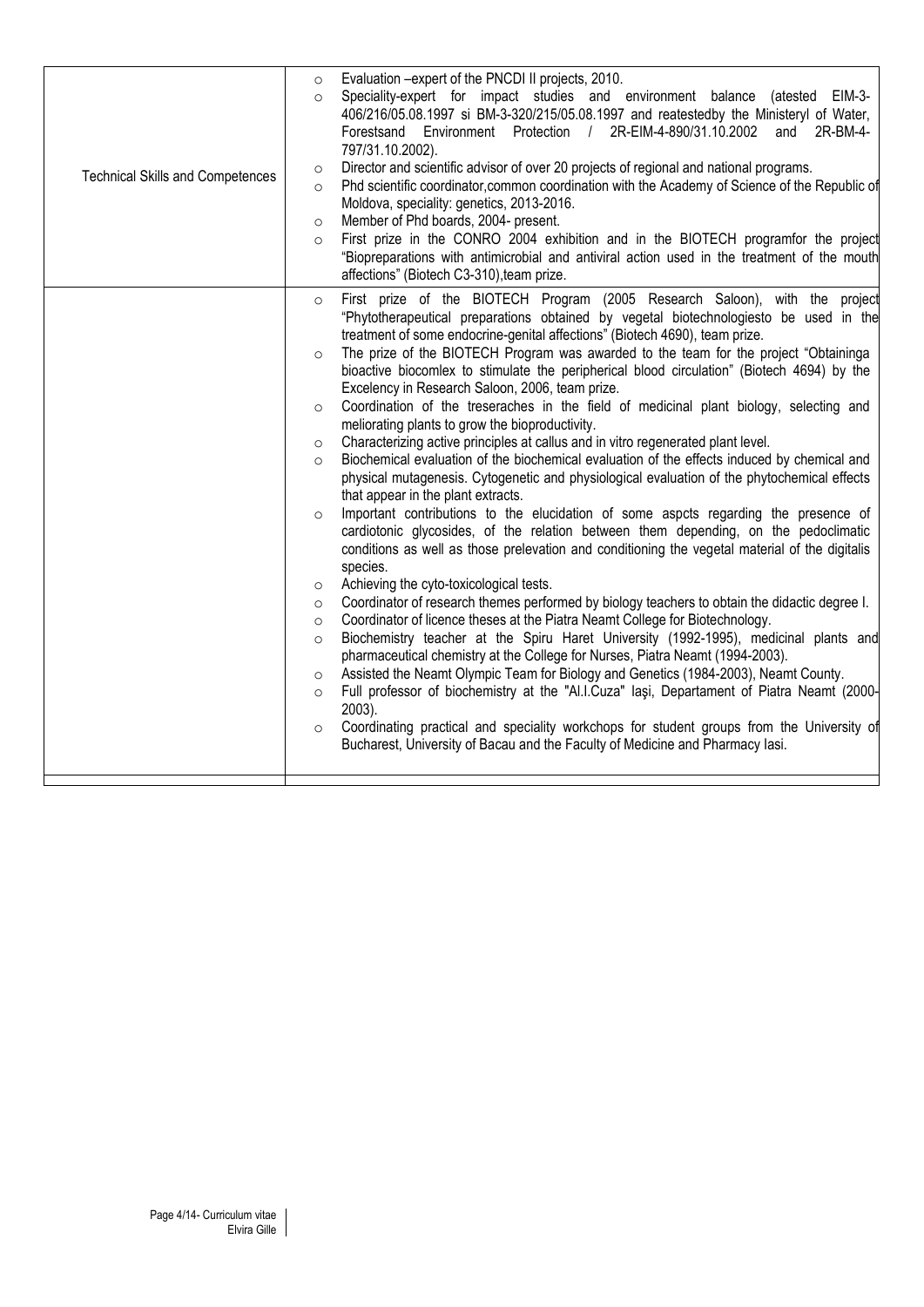| | |
|---|---|
| Technical Skills and Competences | - Evaluation –expert of the PNCDI II projects, 2010.<br>- Speciality-expert for impact studies and environment balance (atested EIM-3-406/216/05.08.1997 si BM-3-320/215/05.08.1997 and reatestedby the Ministeryl of Water, Forestsand Environment Protection / 2R-EIM-4-890/31.10.2002 and 2R-BM-4-797/31.10.2002).<br>- Director and scientific advisor of over 20 projects of regional and national programs.<br>- Phd scientific coordinator,common coordination with the Academy of Science of the Republic of Moldova, speciality: genetics, 2013-2016.<br>- Member of Phd boards, 2004- present.<br>- First prize in the CONRO 2004 exhibition and in the BIOTECH programfor the project "Biopreparations with antimicrobial and antiviral action used in the treatment of the mouth affections" (Biotech C3-310),team prize. |
| | - First prize of the BIOTECH Program (2005 Research Saloon), with the project "Phytotherapeutical preparations obtained by vegetal biotechnologiesto be used in the treatment of some endocrine-genital affections" (Biotech 4690), team prize.<br>- The prize of the BIOTECH Program was awarded to the team for the project "Obtaininga bioactive biocomlex to stimulate the peripherical blood circulation" (Biotech 4694) by the Excelency in Research Saloon, 2006, team prize.<br>- Coordination of the treseraches in the field of medicinal plant biology, selecting and meliorating plants to grow the bioproductivity.<br>- Characterizing active principles at callus and in vitro regenerated plant level.<br>- Biochemical evaluation of the biochemical evaluation of the effects induced by chemical and physical mutagenesis. Cytogenetic and physiological evaluation of the phytochemical effects that appear in the plant extracts.<br>- Important contributions to the elucidation of some aspcts regarding the presence of cardiotonic glycosides, of the relation between them depending, on the pedoclimatic conditions as well as those prelevation and conditioning the vegetal material of the digitalis species.<br>- Achieving the cyto-toxicological tests.<br>- Coordinator of research themes performed by biology teachers to obtain the didactic degree I.<br>- Coordinator of licence theses at the Piatra Neamt College for Biotechnology.<br>- Biochemistry teacher at the Spiru Haret University (1992-1995), medicinal plants and pharmaceutical chemistry at the College for Nurses, Piatra Neamt (1994-2003).<br>- Assisted the Neamt Olympic Team for Biology and Genetics (1984-2003), Neamt County.<br>- Full professor of biochemistry at the "Al.I.Cuza" Iaşi, Departament of Piatra Neamt (2000-2003).<br>- Coordinating practical and speciality workchops for student groups from the University of Bucharest, University of Bacau and the Faculty of Medicine and Pharmacy Iasi. |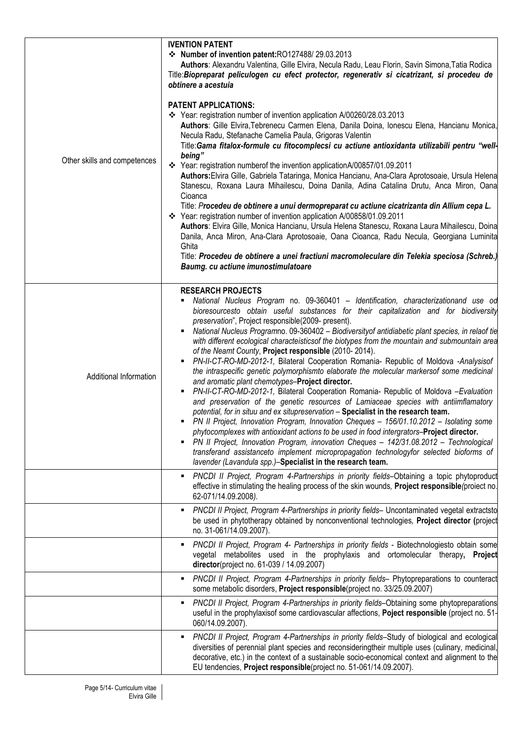| | |
|---|---|
| Other skills and competences | **IVENTION PATENT**<br>❖ **Number of invention patent:**RO127488/ 29.03.2013<br>**Authors**: Alexandru Valentina, Gille Elvira, Necula Radu, Leau Florin, Savin Simona,Tatia Rodica<br>Title:***Biopreparat peliculogen cu efect protector, regenerativ si cicatrizant, si procedeu de obtinere a acestuia***<br><br>**PATENT APPLICATIONS:**<br>❖ Year: registration number of invention application A/00260/28.03.2013<br>**Authors**: Gille Elvira,Tebrenecu Carmen Elena, Danila Doina, Ionescu Elena, Hancianu Monica, Necula Radu, Stefanache Camelia Paula, Grigoras Valentin<br>Title:***Gama fitalox-formule cu fitocomplecsi cu actiune antioxidanta utilizabili pentru "well-being"***<br>❖ Year: registration numberof the invention applicationA/00857/01.09.2011<br>**Authors:**Elvira Gille, Gabriela Tataringa, Monica Hancianu, Ana-Clara Aprotosoaie, Ursula Helena Stanescu, Roxana Laura Mihailescu, Doina Danila, Adina Catalina Drutu, Anca Miron, Oana Cioanca<br>Title: ***Procedeu de obtinere a unui dermopreparat cu actiune cicatrizanta din Allium cepa L.***<br>❖ Year: registration number of invention application A/00858/01.09.2011<br>**Authors**: Elvira Gille, Monica Hancianu, Ursula Helena Stanescu, Roxana Laura Mihailescu, Doina Danila, Anca Miron, Ana-Clara Aprotosoaie, Oana Cioanca, Radu Necula, Georgiana Luminita Ghita<br>Title: ***Procedeu de obtinere a unei fractiuni macromoleculare din Telekia speciosa (Schreb.) Baumg. cu actiune imunostimulatoare*** |
| Additional Information | **RESEARCH PROJECTS**<br>▪ *National Nucleus Program* no. 09-360401 – *Identification, characterizationand use od bioresourcesto obtain useful substances for their capitalization and for biodiversity preservation*", Project responsible(2009- present).<br>▪ *National Nucleus Program*no. 09-360402 – *Biodiversityof antidiabetic plant species, in relaof tie with different ecological characteisticsof the biotypes from the mountain and submountain area of the Neamt County*, **Project responsible** (2010- 2014).<br>▪ *PN-II-CT-RO-MD-2012-1,* Bilateral Cooperation Romania- Republic of Moldova -*Analysisof the intraspecific genetic polymorphismto elaborate the molecular markersof some medicinal and aromatic plant chemotypes*–**Project director.**<br>▪ *PN-II-CT-RO-MD-2012-1,* Bilateral Cooperation Romania- Republic of Moldova –*Evaluation and preservation of the genetic resources of Lamiaceae species with antiimflamatory potential, for in situu and ex situpreservation* – **Specialist in the research team.**<br>▪ *PN II Project, Innovation Program, Innovation Cheques – 156/01.10.2012 – Isolating some phytocomplexes with antioxidant actions to be used in food intergrators*–**Project director.**<br>▪ *PN II Project, Innovation Program, innovation Cheques – 142/31.08.2012 – Technological transferand assistanceto implement micropropagation technologyfor selected bioforms of lavender (Lavandula spp.)*–**Specialist in the research team.** |
| | ▪ *PNCDI II Project, Program 4-Partnerships in priority fields*–Obtaining a topic phytoproduct effective in stimulating the healing process of the skin wounds, **Project responsible**(proiect no. 62-071/14.09.2008*).* |
| | ▪ *PNCDI II Project, Program 4-Partnerships in priority fields*– Uncontaminated vegetal extractsto be used in phytotherapy obtained by nonconventional technologies*,* **Project director (**project no. 31-061/14.09.2007). |
| | ▪ *PNCDI II Project, Program 4- Partnerships in priority fields* - Biotechnologiesto obtain some vegetal metabolites used in the prophylaxis and ortomolecular therapy**, Project director**(project no. 61-039 / 14.09.2007) |
| | ▪ *PNCDI II Project, Program 4-Partnerships in priority fields*– Phytopreparations to counteract some metabolic disorders, **Project responsible**(project no. 33/25.09.2007) |
| | ▪ *PNCDI II Project, Program 4-Partnerships in priority fields*–Obtaining some phytopreparations useful in the prophylaxisof some cardiovascular affections, **Poject responsible** (project no. 51-060/14.09.2007). |
| | ▪ *PNCDI II Project, Program 4-Partnerships in priority fields*–Study of biological and ecological diversities of perennial plant species and reconsideringtheir multiple uses (culinary, medicinal, decorative, etc.) in the context of a sustainable socio-economical context and alignment to the EU tendencies, **Project responsible**(project no. 51-061/14.09.2007). |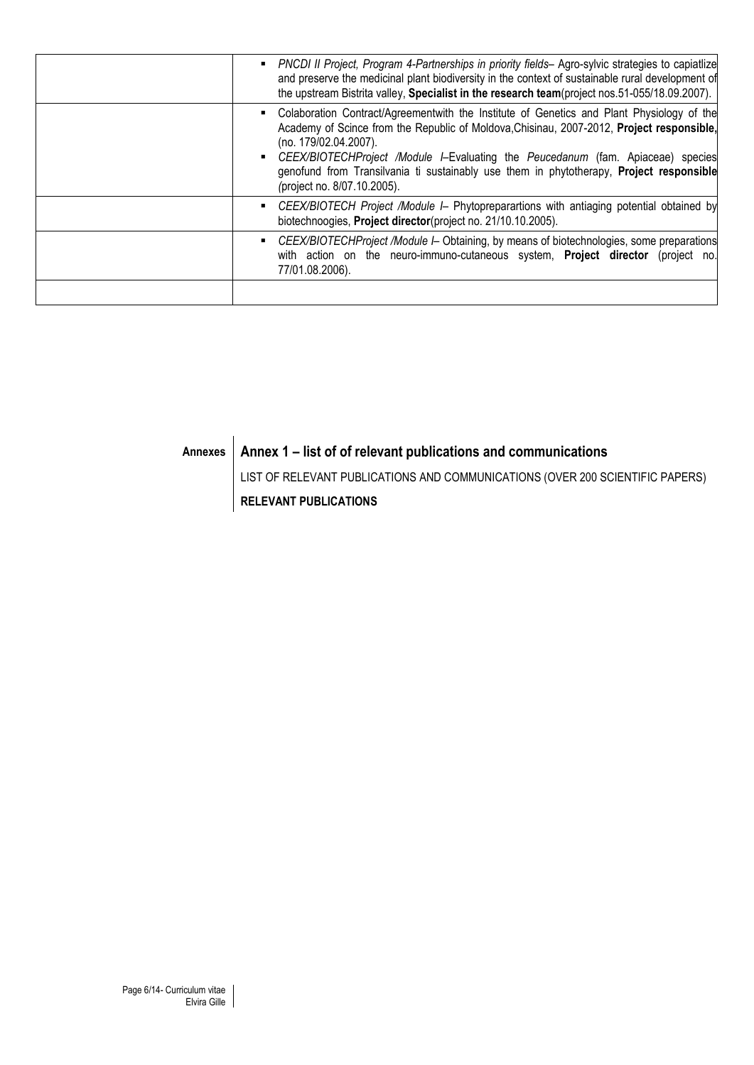| | |
|---|---|
| | ▪ *PNCDI II Project, Program 4-Partnerships in priority fields*– Agro-sylvic strategies to capiatlize and preserve the medicinal plant biodiversity in the context of sustainable rural development of the upstream Bistrita valley, **Specialist in the research team**(project nos.51-055/18.09.2007). |
| | ▪ Colaboration Contract/Agreementwith the Institute of Genetics and Plant Physiology of the Academy of Scince from the Republic of Moldova,Chisinau, 2007-2012, **Project responsible,** (no. 179/02.04.2007).<br>▪ *CEEX/BIOTECHProject /Module I*–Evaluating the *Peucedanum* (fam. Apiaceae) species genofund from Transilvania ti sustainably use them in phytotherapy, **Project responsible** *(*project no. 8/07.10.2005). |
| | ▪ *CEEX/BIOTECH Project /Module I*– Phytoprepatartions with antiaging potential obtained by biotechnoogies, **Project director**(project no. 21/10.10.2005). |
| | ▪ *CEEX/BIOTECHProject /Module I*– Obtaining, by means of biotechnologies, some preparations with action on the neuro-immuno-cutaneous system, **Project director** (project no. 77/01.08.2006). |
| | |

**Annexes**

## Annex 1 – list of of relevant publications and communications

LIST OF RELEVANT PUBLICATIONS AND COMMUNICATIONS (OVER 200 SCIENTIFIC PAPERS)

**RELEVANT PUBLICATIONS**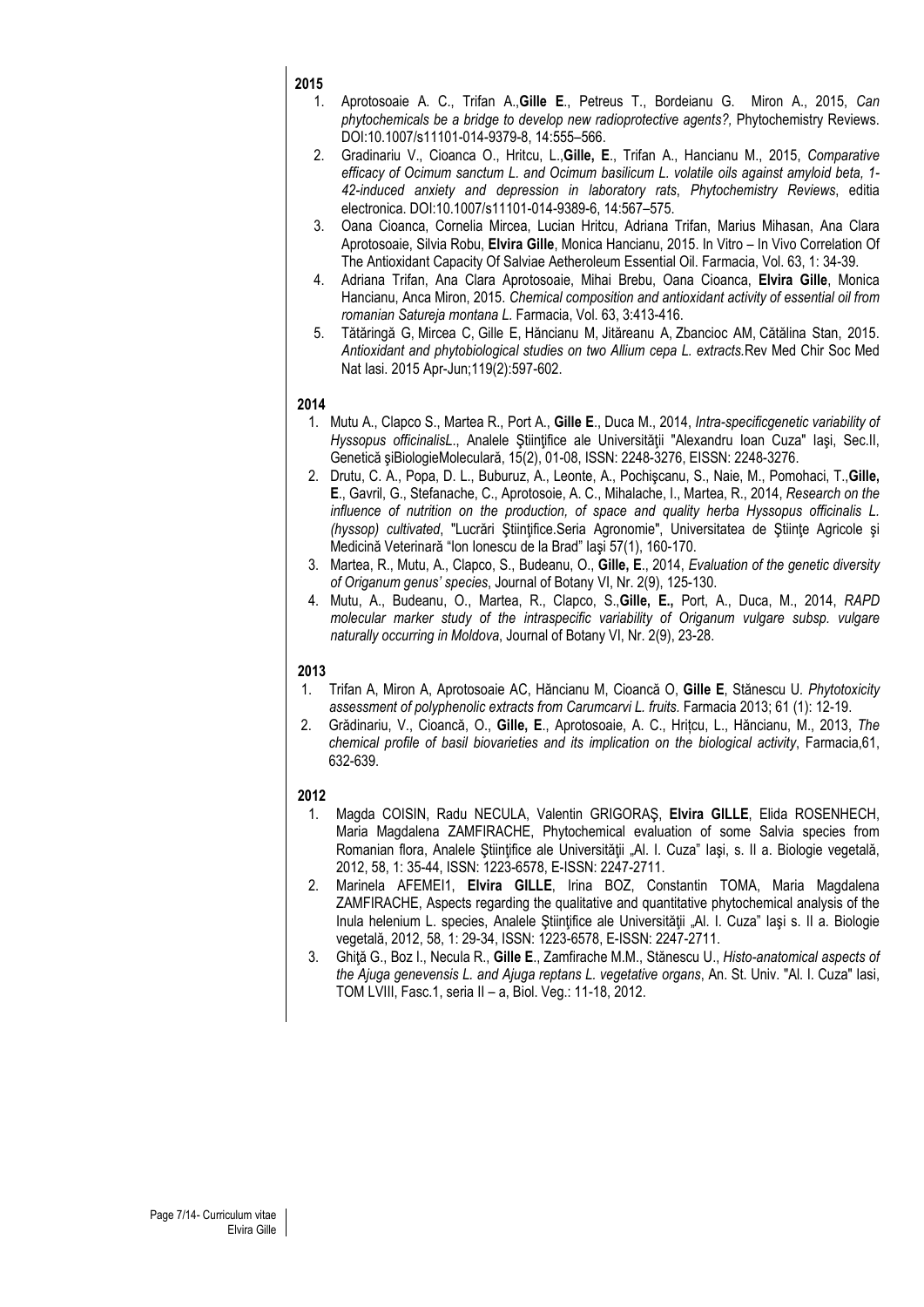**2015**

1. Aprotosoaie A. C., Trifan A.,**Gille E**., Petreus T., Bordeianu G. Miron A., 2015, *Can phytochemicals be a bridge to develop new radioprotective agents?,* Phytochemistry Reviews. DOI:10.1007/s11101-014-9379-8, 14:555–566.
2. Gradinariu V., Cioanca O., Hritcu, L.,**Gille, E**., Trifan A., Hancianu M., 2015, *Comparative efficacy of Ocimum sanctum L. and Ocimum basilicum L. volatile oils against amyloid beta, 1-42-induced anxiety and depression in laboratory rats*, *Phytochemistry Reviews*, editia electronica. DOI:10.1007/s11101-014-9389-6, 14:567–575.
3. Oana Cioanca, Cornelia Mircea, Lucian Hritcu, Adriana Trifan, Marius Mihasan, Ana Clara Aprotosoaie, Silvia Robu, **Elvira Gille**, Monica Hancianu, 2015. In Vitro – In Vivo Correlation Of The Antioxidant Capacity Of Salviae Aetheroleum Essential Oil. Farmacia, Vol. 63, 1: 34-39.
4. Adriana Trifan, Ana Clara Aprotosoaie, Mihai Brebu, Oana Cioanca, **Elvira Gille**, Monica Hancianu, Anca Miron, 2015. *Chemical composition and antioxidant activity of essential oil from romanian Satureja montana L.* Farmacia, Vol. 63, 3:413-416.
5. Tătăringă G, Mircea C, Gille E, Hăncianu M, Jităreanu A, Zbancioc AM, Cătălina Stan, 2015. *Antioxidant and phytobiological studies on two Allium cepa L. extracts.*Rev Med Chir Soc Med Nat Iasi. 2015 Apr-Jun;119(2):597-602.

**2014**

1. Mutu A., Clapco S., Martea R., Port A., **Gille E**., Duca M., 2014, *Intra-specificgenetic variability of Hyssopus officinalisL.*, Analele Ştiinţifice ale Universităţii "Alexandru Ioan Cuza" Iaşi, Sec.II, Genetică şiBiologieMoleculară, 15(2), 01-08, ISSN: 2248-3276, EISSN: 2248-3276.
2. Drutu, C. A., Popa, D. L., Buburuz, A., Leonte, A., Pochişcanu, S., Naie, M., Pomohaci, T.,**Gille, E**., Gavril, G., Stefanache, C., Aprotosoie, A. C., Mihalache, I., Martea, R., 2014, *Research on the influence of nutrition on the production, of space and quality herba Hyssopus officinalis L. (hyssop) cultivated*, "Lucrări Ştiinţifice.Seria Agronomie", Universitatea de Ştiinţe Agricole şi Medicină Veterinară "Ion Ionescu de la Brad" Iaşi 57(1), 160-170.
3. Martea, R., Mutu, A., Clapco, S., Budeanu, O., **Gille, E**., 2014, *Evaluation of the genetic diversity of Origanum genus' species*, Journal of Botany VI, Nr. 2(9), 125-130.
4. Mutu, A., Budeanu, O., Martea, R., Clapco, S.,**Gille, E.,** Port, A., Duca, M., 2014, *RAPD molecular marker study of the intraspecific variability of Origanum vulgare subsp. vulgare naturally occurring in Moldova*, Journal of Botany VI, Nr. 2(9), 23-28.

**2013**

1. Trifan A, Miron A, Aprotosoaie AC, Hăncianu M, Cioancă O, **Gille E**, Stănescu U. *Phytotoxicity assessment of polyphenolic extracts from Carumcarvi L. fruits.* Farmacia 2013; 61 (1): 12-19.
2. Grădinariu, V., Cioancă, O., **Gille, E**., Aprotosoaie, A. C., Hriţcu, L., Hăncianu, M., 2013, *The chemical profile of basil biovarieties and its implication on the biological activity*, Farmacia,61, 632-639.

**2012**

1. Magda COISIN, Radu NECULA, Valentin GRIGORAŞ, **Elvira GILLE**, Elida ROSENHECH, Maria Magdalena ZAMFIRACHE, Phytochemical evaluation of some Salvia species from Romanian flora, Analele Ştiinţifice ale Universităţii „Al. I. Cuza" Iaşi, s. II a. Biologie vegetală, 2012, 58, 1: 35-44, ISSN: 1223-6578, E-ISSN: 2247-2711.
2. Marinela AFEMEI1, **Elvira GILLE**, Irina BOZ, Constantin TOMA, Maria Magdalena ZAMFIRACHE, Aspects regarding the qualitative and quantitative phytochemical analysis of the Inula helenium L. species, Analele Ştiinţifice ale Universităţii „Al. I. Cuza" Iaşi s. II a. Biologie vegetală, 2012, 58, 1: 29-34, ISSN: 1223-6578, E-ISSN: 2247-2711.
3. Ghiţă G., Boz I., Necula R., **Gille E**., Zamfirache M.M., Stănescu U., *Histo-anatomical aspects of the Ajuga genevensis L. and Ajuga reptans L. vegetative organs*, An. St. Univ. "Al. I. Cuza" Iasi, TOM LVIII, Fasc.1, seria II – a, Biol. Veg.: 11-18, 2012.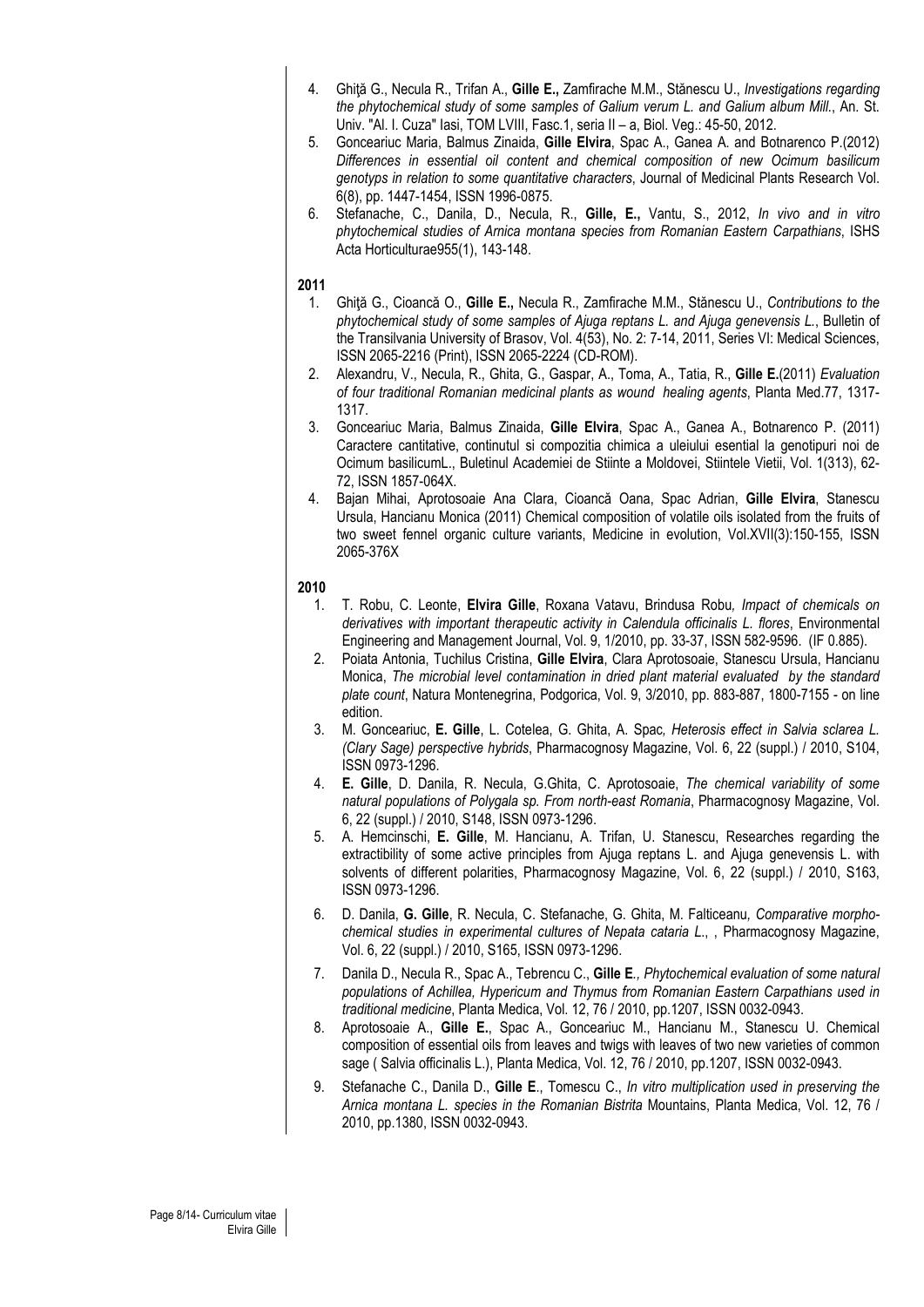4. Ghiţă G., Necula R., Trifan A., **Gille E.,** Zamfirache M.M., Stănescu U., *Investigations regarding the phytochemical study of some samples of Galium verum L. and Galium album Mill.*, An. St. Univ. "Al. I. Cuza" Iasi, TOM LVIII, Fasc.1, seria II – a, Biol. Veg.: 45-50, 2012.
5. Gonceariuc Maria, Balmus Zinaida, **Gille Elvira**, Spac A., Ganea A. and Botnarenco P.(2012) *Differences in essential oil content and chemical composition of new Ocimum basilicum genotyps in relation to some quantitative characters*, Journal of Medicinal Plants Research Vol. 6(8), pp. 1447-1454, ISSN 1996-0875.
6. Stefanache, C., Danila, D., Necula, R., **Gille, E.,** Vantu, S., 2012, *In vivo and in vitro phytochemical studies of Arnica montana species from Romanian Eastern Carpathians*, ISHS Acta Horticulturae955(1), 143-148.

**2011**

1. Ghiţă G., Cioancă O., **Gille E.,** Necula R., Zamfirache M.M., Stănescu U., *Contributions to the phytochemical study of some samples of Ajuga reptans L. and Ajuga genevensis L.*, Bulletin of the Transilvania University of Brasov, Vol. 4(53), No. 2: 7-14, 2011, Series VI: Medical Sciences, ISSN 2065-2216 (Print), ISSN 2065-2224 (CD-ROM).
2. Alexandru, V., Necula, R., Ghita, G., Gaspar, A., Toma, A., Tatia, R., **Gille E.**(2011) *Evaluation of four traditional Romanian medicinal plants as wound healing agents*, Planta Med.77, 1317-1317.
3. Gonceariuc Maria, Balmus Zinaida, **Gille Elvira**, Spac A., Ganea A., Botnarenco P. (2011) Caractere cantitative, continutul si compozitia chimica a uleiului esential la genotipuri noi de Ocimum basilicumL., Buletinul Academiei de Stiinte a Moldovei, Stiintele Vietii, Vol. 1(313), 62-72, ISSN 1857-064X.
4. Bajan Mihai, Aprotosoaie Ana Clara, Cioancă Oana, Spac Adrian, **Gille Elvira**, Stanescu Ursula, Hancianu Monica (2011) Chemical composition of volatile oils isolated from the fruits of two sweet fennel organic culture variants, Medicine in evolution, Vol.XVII(3):150-155, ISSN 2065-376X

**2010**

1. T. Robu, C. Leonte, **Elvira Gille**, Roxana Vatavu, Brindusa Robu*, Impact of chemicals on derivatives with important therapeutic activity in Calendula officinalis L. flores*, Environmental Engineering and Management Journal, Vol. 9, 1/2010, pp. 33-37, ISSN 582-9596. (IF 0.885).
2. Poiata Antonia, Tuchilus Cristina, **Gille Elvira**, Clara Aprotosoaie, Stanescu Ursula, Hancianu Monica, *The microbial level contamination in dried plant material evaluated by the standard plate count*, Natura Montenegrina, Podgorica, Vol. 9, 3/2010, pp. 883-887, 1800-7155 - on line edition.
3. M. Gonceariuc, **E. Gille**, L. Cotelea, G. Ghita, A. Spac*, Heterosis effect in Salvia sclarea L. (Clary Sage) perspective hybrids*, Pharmacognosy Magazine, Vol. 6, 22 (suppl.) / 2010, S104, ISSN 0973-1296.
4. **E. Gille**, D. Danila, R. Necula, G.Ghita, C. Aprotosoaie, *The chemical variability of some natural populations of Polygala sp. From north-east Romania*, Pharmacognosy Magazine, Vol. 6, 22 (suppl.) / 2010, S148, ISSN 0973-1296.
5. A. Hemcinschi, **E. Gille**, M. Hancianu, A. Trifan, U. Stanescu, Researches regarding the extractibility of some active principles from Ajuga reptans L. and Ajuga genevensis L. with solvents of different polarities, Pharmacognosy Magazine, Vol. 6, 22 (suppl.) / 2010, S163, ISSN 0973-1296.
6. D. Danila, **G. Gille**, R. Necula, C. Stefanache, G. Ghita, M. Falticeanu*, Comparative morpho-chemical studies in experimental cultures of Nepata cataria L.*, , Pharmacognosy Magazine, Vol. 6, 22 (suppl.) / 2010, S165, ISSN 0973-1296.
7. Danila D., Necula R., Spac A., Tebrencu C., **Gille E***., Phytochemical evaluation of some natural populations of Achillea, Hypericum and Thymus from Romanian Eastern Carpathians used in traditional medicine*, Planta Medica, Vol. 12, 76 / 2010, pp.1207, ISSN 0032-0943.
8. Aprotosoaie A., **Gille E.**, Spac A., Gonceariuc M., Hancianu M., Stanescu U. Chemical composition of essential oils from leaves and twigs with leaves of two new varieties of common sage ( Salvia officinalis L.), Planta Medica, Vol. 12, 76 / 2010, pp.1207, ISSN 0032-0943.
9. Stefanache C., Danila D., **Gille E**., Tomescu C., *In vitro multiplication used in preserving the Arnica montana L. species in the Romanian Bistrita* Mountains, Planta Medica, Vol. 12, 76 / 2010, pp.1380, ISSN 0032-0943.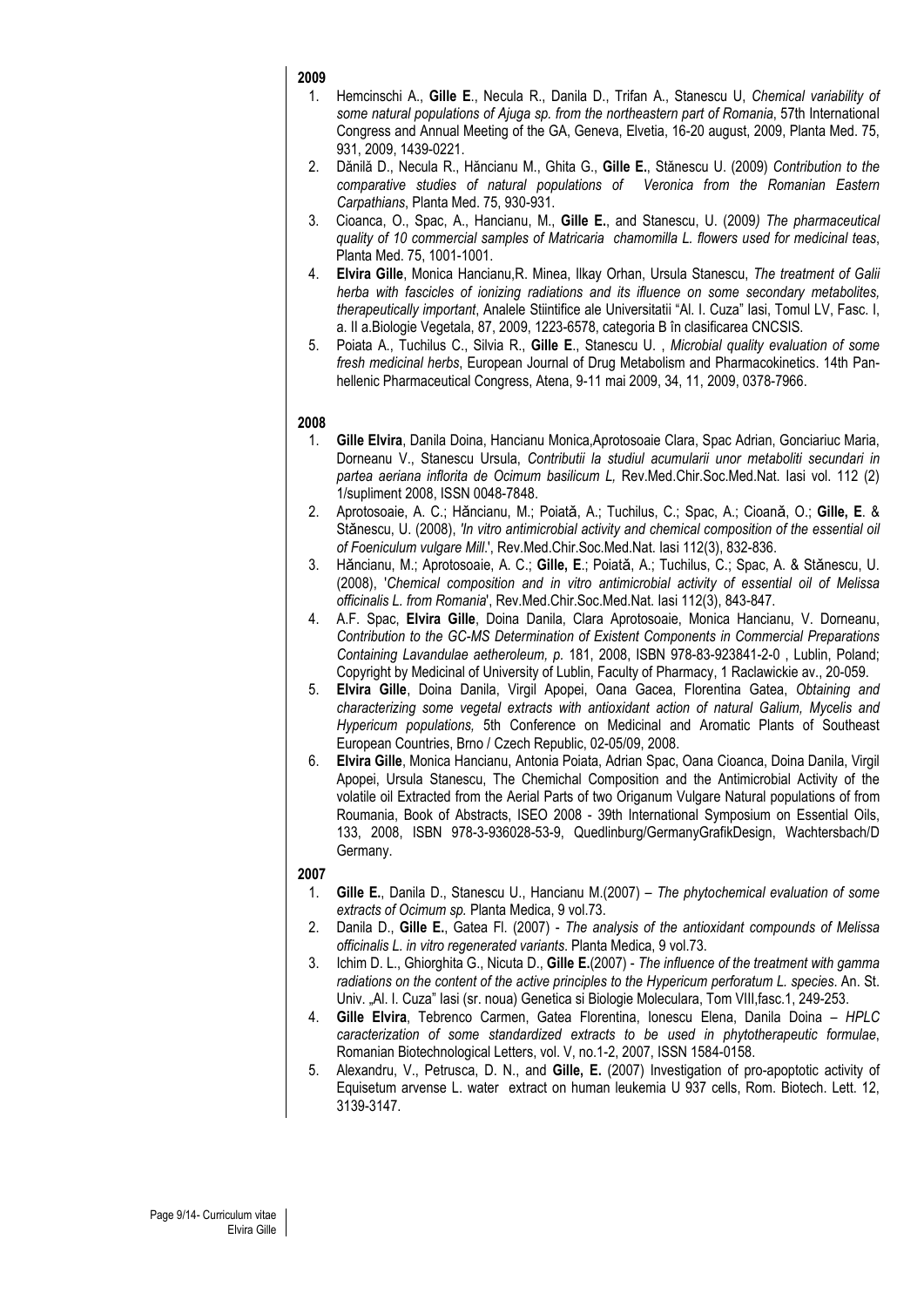**2009**

1. Hemcinschi A., **Gille E**., Necula R., Danila D., Trifan A., Stanescu U, *Chemical variability of some natural populations of Ajuga sp. from the northeastern part of Romania*, 57th International Congress and Annual Meeting of the GA, Geneva, Elvetia, 16-20 august, 2009, Planta Med. 75, 931, 2009, 1439-0221.
2. Dănilă D., Necula R., Hăncianu M., Ghita G., **Gille E.**, Stănescu U. (2009) *Contribution to the comparative studies of natural populations of Veronica from the Romanian Eastern Carpathians*, Planta Med. 75, 930-931.
3. Cioanca, O., Spac, A., Hancianu, M., **Gille E.**, and Stanescu, U. (2009*) The pharmaceutical quality of 10 commercial samples of Matricaria chamomilla L. flowers used for medicinal teas*, Planta Med. 75, 1001-1001.
4. **Elvira Gille**, Monica Hancianu,R. Minea, Ilkay Orhan, Ursula Stanescu, *The treatment of Galii herba with fascicles of ionizing radiations and its ifluence on some secondary metabolites, therapeutically important*, Analele Stiintifice ale Universitatii "Al. I. Cuza" Iasi, Tomul LV, Fasc. I, a. II a.Biologie Vegetala, 87, 2009, 1223-6578, categoria B în clasificarea CNCSIS.
5. Poiata A., Tuchilus C., Silvia R., **Gille E**., Stanescu U. , *Microbial quality evaluation of some fresh medicinal herbs*, European Journal of Drug Metabolism and Pharmacokinetics. 14th Pan-hellenic Pharmaceutical Congress, Atena, 9-11 mai 2009, 34, 11, 2009, 0378-7966.

**2008**

1. **Gille Elvira**, Danila Doina, Hancianu Monica,Aprotosoaie Clara, Spac Adrian, Gonciariuc Maria, Dorneanu V., Stanescu Ursula, *Contributii la studiul acumularii unor metaboliti secundari in partea aeriana inflorita de Ocimum basilicum L,* Rev.Med.Chir.Soc.Med.Nat. Iasi vol. 112 (2) 1/supliment 2008, ISSN 0048-7848.
2. Aprotosoaie, A. C.; Hăncianu, M.; Poiată, A.; Tuchilus, C.; Spac, A.; Cioană, O.; **Gille, E**. & Stănescu, U. (2008), *'In vitro antimicrobial activity and chemical composition of the essential oil of Foeniculum vulgare Mill.*', Rev.Med.Chir.Soc.Med.Nat. Iasi 112(3), 832-836.
3. Hăncianu, M.; Aprotosoaie, A. C.; **Gille, E**.; Poiată, A.; Tuchilus, C.; Spac, A. & Stănescu, U. (2008), '*Chemical composition and in vitro antimicrobial activity of essential oil of Melissa officinalis L. from Romania*', Rev.Med.Chir.Soc.Med.Nat. Iasi 112(3), 843-847.
4. A.F. Spac, **Elvira Gille**, Doina Danila, Clara Aprotosoaie, Monica Hancianu, V. Dorneanu, *Contribution to the GC-MS Determination of Existent Components in Commercial Preparations Containing Lavandulae aetheroleum, p.* 181, 2008, ISBN 978-83-923841-2-0 , Lublin, Poland; Copyright by Medicinal of University of Lublin, Faculty of Pharmacy, 1 Raclawickie av., 20-059.
5. **Elvira Gille**, Doina Danila, Virgil Apopei, Oana Gacea, Florentina Gatea, *Obtaining and characterizing some vegetal extracts with antioxidant action of natural Galium, Mycelis and Hypericum populations,* 5th Conference on Medicinal and Aromatic Plants of Southeast European Countries, Brno / Czech Republic, 02-05/09, 2008.
6. **Elvira Gille**, Monica Hancianu, Antonia Poiata, Adrian Spac, Oana Cioanca, Doina Danila, Virgil Apopei, Ursula Stanescu, The Chemichal Composition and the Antimicrobial Activity of the volatile oil Extracted from the Aerial Parts of two Origanum Vulgare Natural populations of from Roumania, Book of Abstracts, ISEO 2008 - 39th International Symposium on Essential Oils, 133, 2008, ISBN 978-3-936028-53-9, Quedlinburg/GermanyGrafikDesign, Wachtersbach/D Germany.

**2007**

1. **Gille E.**, Danila D., Stanescu U., Hancianu M.(2007) – *The phytochemical evaluation of some extracts of Ocimum sp.* Planta Medica, 9 vol.73.
2. Danila D., **Gille E.**, Gatea Fl. (2007) - *The analysis of the antioxidant compounds of Melissa officinalis L. in vitro regenerated variants*. Planta Medica, 9 vol.73.
3. Ichim D. L., Ghiorghita G., Nicuta D., **Gille E.**(2007) - *The influence of the treatment with gamma radiations on the content of the active principles to the Hypericum perforatum L. species*. An. St. Univ. „Al. I. Cuza" Iasi (sr. noua) Genetica si Biologie Moleculara, Tom VIII,fasc.1, 249-253.
4. **Gille Elvira**, Tebrenco Carmen, Gatea Florentina, Ionescu Elena, Danila Doina – *HPLC caracterization of some standardized extracts to be used in phytotherapeutic formulae*, Romanian Biotechnological Letters, vol. V, no.1-2, 2007, ISSN 1584-0158.
5. Alexandru, V., Petrusca, D. N., and **Gille, E.** (2007) Investigation of pro-apoptotic activity of Equisetum arvense L. water extract on human leukemia U 937 cells, Rom. Biotech. Lett. 12, 3139-3147.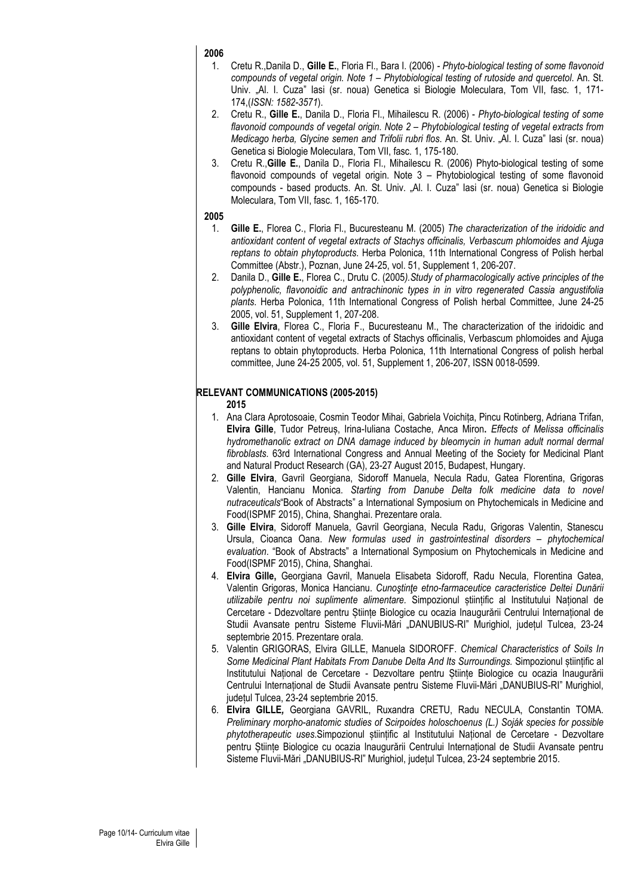**2006**

1. Cretu R.,Danila D., **Gille E.**, Floria Fl., Bara I. (2006) - *Phyto-biological testing of some flavonoid compounds of vegetal origin. Note 1 – Phytobiological testing of rutoside and quercetol*. An. St. Univ. „Al. I. Cuza" Iasi (sr. noua) Genetica si Biologie Moleculara, Tom VII, fasc. 1, 171-174,(*ISSN: 1582-3571*).
2. Cretu R., **Gille E.**, Danila D., Floria Fl., Mihailescu R. (2006) - *Phyto-biological testing of some flavonoid compounds of vegetal origin. Note 2 – Phytobiological testing of vegetal extracts from Medicago herba, Glycine semen and Trifolii rubri flos*. An. St. Univ. „Al. I. Cuza" Iasi (sr. noua) Genetica si Biologie Moleculara, Tom VII, fasc. 1, 175-180.
3. Cretu R.,**Gille E.**, Danila D., Floria Fl., Mihailescu R. (2006) Phyto-biological testing of some flavonoid compounds of vegetal origin. Note 3 – Phytobiological testing of some flavonoid compounds - based products. An. St. Univ. „Al. I. Cuza" Iasi (sr. noua) Genetica si Biologie Moleculara, Tom VII, fasc. 1, 165-170.

**2005**

1. **Gille E.**, Florea C., Floria Fl., Bucuresteanu M. (2005) *The characterization of the iridoidic and antioxidant content of vegetal extracts of Stachys officinalis, Verbascum phlomoides and Ajuga reptans to obtain phytoproducts*. Herba Polonica, 11th International Congress of Polish herbal Committee (Abstr.), Poznan, June 24-25, vol. 51, Supplement 1, 206-207.
2. Danila D., **Gille E.**, Florea C., Drutu C. (2005*).Study of pharmacologically active principles of the polyphenolic, flavonoidic and antrachinonic types in in vitro regenerated Cassia angustifolia plants*. Herba Polonica, 11th International Congress of Polish herbal Committee, June 24-25 2005, vol. 51, Supplement 1, 207-208.
3. **Gille Elvira**, Florea C., Floria F., Bucuresteanu M., The characterization of the iridoidic and antioxidant content of vegetal extracts of Stachys officinalis, Verbascum phlomoides and Ajuga reptans to obtain phytoproducts. Herba Polonica, 11th International Congress of polish herbal committee, June 24-25 2005, vol. 51, Supplement 1, 206-207, ISSN 0018-0599.

## RELEVANT COMMUNICATIONS (2005-2015)

**2015**

1. Ana Clara Aprotosoaie, Cosmin Teodor Mihai, Gabriela Voichița, Pincu Rotinberg, Adriana Trifan, **Elvira Gille**, Tudor Petreuș, Irina-Iuliana Costache, Anca Miron**.** *Effects of Melissa officinalis hydromethanolic extract on DNA damage induced by bleomycin in human adult normal dermal fibroblasts.* 63rd International Congress and Annual Meeting of the Society for Medicinal Plant and Natural Product Research (GA), 23-27 August 2015, Budapest, Hungary.
2. **Gille Elvira**, Gavril Georgiana, Sidoroff Manuela, Necula Radu, Gatea Florentina, Grigoras Valentin, Hancianu Monica. *Starting from Danube Delta folk medicine data to novel nutraceuticals*"Book of Abstracts" a International Symposium on Phytochemicals in Medicine and Food(ISPMF 2015), China, Shanghai. Prezentare orala.
3. **Gille Elvira**, Sidoroff Manuela, Gavril Georgiana, Necula Radu, Grigoras Valentin, Stanescu Ursula, Cioanca Oana. *New formulas used in gastrointestinal disorders – phytochemical evaluation*. "Book of Abstracts" a International Symposium on Phytochemicals in Medicine and Food(ISPMF 2015), China, Shanghai.
4. **Elvira Gille,** Georgiana Gavril, Manuela Elisabeta Sidoroff, Radu Necula, Florentina Gatea, Valentin Grigoras, Monica Hancianu. *Cunoştinţe etno-farmaceutice caracteristice Deltei Dunării utilizabile pentru noi suplimente alimentare*. Simpozionul științific al Institutului Național de Cercetare - Ddezvoltare pentru Științe Biologice cu ocazia Inaugurării Centrului Internațional de Studii Avansate pentru Sisteme Fluvii-Mări „DANUBIUS-RI" Murighiol, județul Tulcea, 23-24 septembrie 2015. Prezentare orala.
5. Valentin GRIGORAS, Elvira GILLE, Manuela SIDOROFF. *Chemical Characteristics of Soils In Some Medicinal Plant Habitats From Danube Delta And Its Surroundings.* Simpozionul științific al Institutului Național de Cercetare - Dezvoltare pentru Științe Biologice cu ocazia Inaugurării Centrului Internațional de Studii Avansate pentru Sisteme Fluvii-Mări „DANUBIUS-RI" Murighiol, județul Tulcea, 23-24 septembrie 2015.
6. **Elvira GILLE***,* Georgiana GAVRIL, Ruxandra CRETU, Radu NECULA, Constantin TOMA. *Preliminary morpho-anatomic studies of Scirpoides holoschoenus (L.) Soják species for possible phytotherapeutic uses.*Simpozionul științific al Institutului Național de Cercetare - Dezvoltare pentru Științe Biologice cu ocazia Inaugurării Centrului Internațional de Studii Avansate pentru Sisteme Fluvii-Mări „DANUBIUS-RI" Murighiol, județul Tulcea, 23-24 septembrie 2015.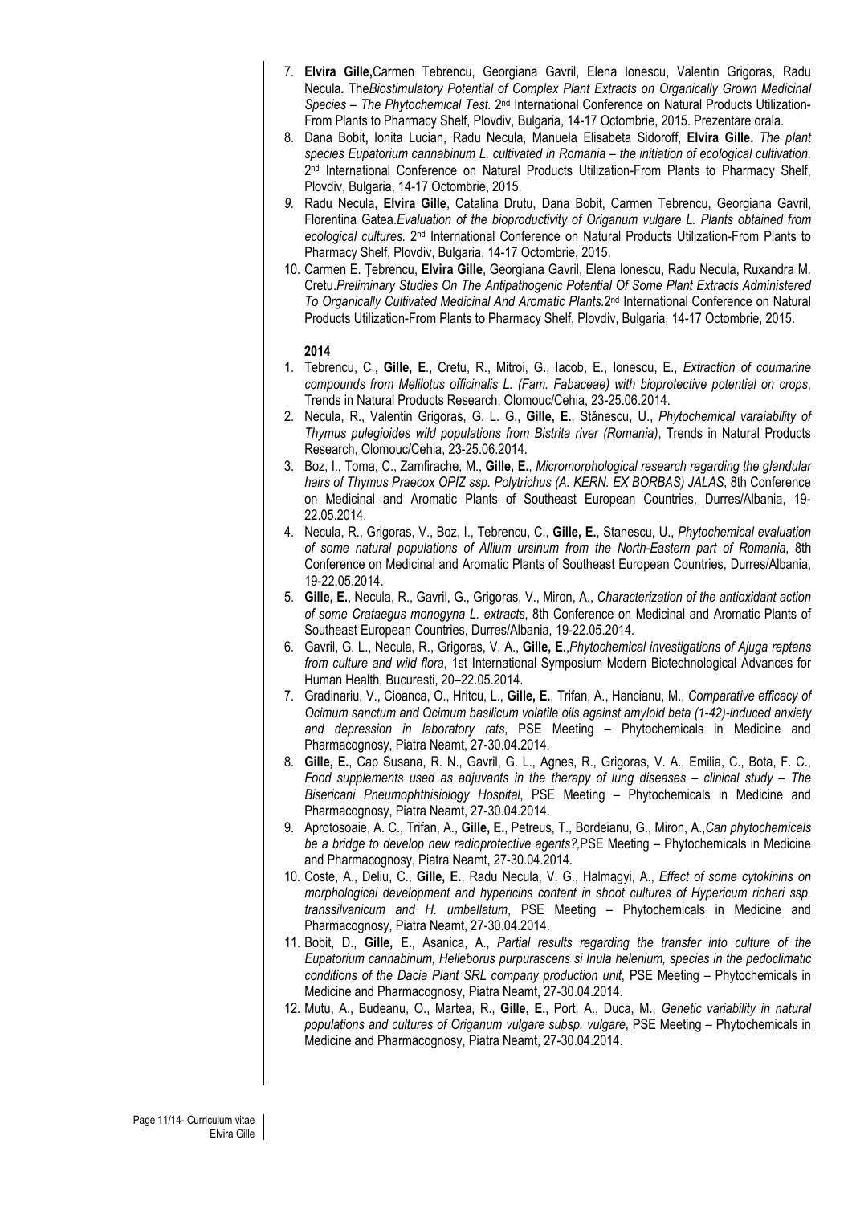7. **Elvira Gille,**Carmen Tebrencu, Georgiana Gavril, Elena Ionescu, Valentin Grigoras, Radu Necula**.** The*Biostimulatory Potential of Complex Plant Extracts on Organically Grown Medicinal Species – The Phytochemical Test.* 2nd International Conference on Natural Products Utilization-From Plants to Pharmacy Shelf, Plovdiv, Bulgaria, 14-17 Octombrie, 2015. Prezentare orala.
8. Dana Bobit**,** Ionita Lucian, Radu Necula, Manuela Elisabeta Sidoroff, **Elvira Gille.** *The plant species Eupatorium cannabinum L. cultivated in Romania – the initiation of ecological cultivation.* 2nd International Conference on Natural Products Utilization-From Plants to Pharmacy Shelf, Plovdiv, Bulgaria, 14-17 Octombrie, 2015.
9. Radu Necula, **Elvira Gille**, Catalina Drutu, Dana Bobit, Carmen Tebrencu, Georgiana Gavril, Florentina Gatea.*Evaluation of the bioproductivity of Origanum vulgare L. Plants obtained from ecological cultures.* 2nd International Conference on Natural Products Utilization-From Plants to Pharmacy Shelf, Plovdiv, Bulgaria, 14-17 Octombrie, 2015.
10. Carmen E. Ţebrencu, **Elvira Gille**, Georgiana Gavril, Elena Ionescu, Radu Necula, Ruxandra M. Cretu.*Preliminary Studies On The Antipathogenic Potential Of Some Plant Extracts Administered To Organically Cultivated Medicinal And Aromatic Plants.*2nd International Conference on Natural Products Utilization-From Plants to Pharmacy Shelf, Plovdiv, Bulgaria, 14-17 Octombrie, 2015.

**2014**

1. Tebrencu, C., **Gille, E**., Cretu, R., Mitroi, G., Iacob, E., Ionescu, E., *Extraction of coumarine compounds from Melilotus officinalis L. (Fam. Fabaceae) with bioprotective potential on crops*, Trends in Natural Products Research, Olomouc/Cehia, 23-25.06.2014.
2. Necula, R., Valentin Grigoras, G. L. G., **Gille, E.**, Stănescu, U., *Phytochemical varaiability of Thymus pulegioides wild populations from Bistrita river (Romania)*, Trends in Natural Products Research, Olomouc/Cehia, 23-25.06.2014.
3. Boz, I., Toma, C., Zamfirache, M., **Gille, E.**, *Micromorphological research regarding the glandular hairs of Thymus Praecox OPIZ ssp. Polytrichus (A. KERN. EX BORBAS) JALAS*, 8th Conference on Medicinal and Aromatic Plants of Southeast European Countries, Durres/Albania, 19-22.05.2014.
4. Necula, R., Grigoras, V., Boz, I., Tebrencu, C., **Gille, E.**, Stanescu, U., *Phytochemical evaluation of some natural populations of Allium ursinum from the North-Eastern part of Romania*, 8th Conference on Medicinal and Aromatic Plants of Southeast European Countries, Durres/Albania, 19-22.05.2014.
5. **Gille, E.**, Necula, R., Gavril, G., Grigoras, V., Miron, A., *Characterization of the antioxidant action of some Crataegus monogyna L. extracts*, 8th Conference on Medicinal and Aromatic Plants of Southeast European Countries, Durres/Albania, 19-22.05.2014.
6. Gavril, G. L., Necula, R., Grigoras, V. A., **Gille, E.**,*Phytochemical investigations of Ajuga reptans from culture and wild flora*, 1st International Symposium Modern Biotechnological Advances for Human Health, Bucuresti, 20–22.05.2014.
7. Gradinariu, V., Cioanca, O., Hritcu, L., **Gille, E.**, Trifan, A., Hancianu, M., *Comparative efficacy of Ocimum sanctum and Ocimum basilicum volatile oils against amyloid beta (1-42)-induced anxiety and depression in laboratory rats*, PSE Meeting – Phytochemicals in Medicine and Pharmacognosy, Piatra Neamt, 27-30.04.2014.
8. **Gille, E.**, Cap Susana, R. N., Gavril, G. L., Agnes, R., Grigoras, V. A., Emilia, C., Bota, F. C., *Food supplements used as adjuvants in the therapy of lung diseases – clinical study – The Bisericani Pneumophthisiology Hospital*, PSE Meeting – Phytochemicals in Medicine and Pharmacognosy, Piatra Neamt, 27-30.04.2014.
9. Aprotosoaie, A. C., Trifan, A., **Gille, E.**, Petreus, T., Bordeianu, G., Miron, A.,*Can phytochemicals be a bridge to develop new radioprotective agents?,*PSE Meeting – Phytochemicals in Medicine and Pharmacognosy, Piatra Neamt, 27-30.04.2014.
10. Coste, A., Deliu, C., **Gille, E.**, Radu Necula, V. G., Halmagyi, A., *Effect of some cytokinins on morphological development and hypericins content in shoot cultures of Hypericum richeri ssp. transsilvanicum and H. umbellatum*, PSE Meeting – Phytochemicals in Medicine and Pharmacognosy, Piatra Neamt, 27-30.04.2014.
11. Bobit, D., **Gille, E.**, Asanica, A., *Partial results regarding the transfer into culture of the Eupatorium cannabinum, Helleborus purpurascens si Inula helenium, species in the pedoclimatic conditions of the Dacia Plant SRL company production unit*, PSE Meeting – Phytochemicals in Medicine and Pharmacognosy, Piatra Neamt, 27-30.04.2014.
12. Mutu, A., Budeanu, O., Martea, R., **Gille, E.**, Port, A., Duca, M., *Genetic variability in natural populations and cultures of Origanum vulgare subsp. vulgare*, PSE Meeting – Phytochemicals in Medicine and Pharmacognosy, Piatra Neamt, 27-30.04.2014.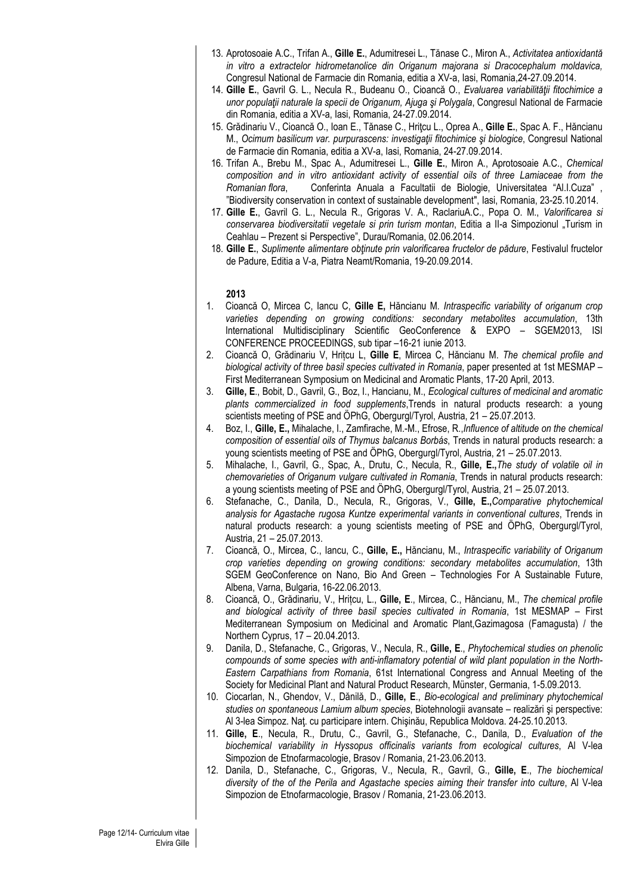13. Aprotosoaie A.C., Trifan A., **Gille E.**, Adumitresei L., Tănase C., Miron A., *Activitatea antioxidantă in vitro a extractelor hidrometanolice din Origanum majorana si Dracocephalum moldavica,* Congresul National de Farmacie din Romania, editia a XV-a, Iasi, Romania,24-27.09.2014.
14. **Gille E.**, Gavril G. L., Necula R., Budeanu O., Cioancă O., *Evaluarea variabilităţii fitochimice a unor populaţii naturale la specii de Origanum, Ajuga şi Polygala*, Congresul National de Farmacie din Romania, editia a XV-a, Iasi, Romania, 24-27.09.2014.
15. Grădinariu V., Cioancă O., Ioan E., Tănase C., Hriţcu L., Oprea A., **Gille E.**, Spac A. F., Hăncianu M., *Ocimum basilicum var. purpurascens: investigaţii fitochimice şi biologice*, Congresul National de Farmacie din Romania, editia a XV-a, Iasi, Romania, 24-27.09.2014.
16. Trifan A., Brebu M., Spac A., Adumitresei L., **Gille E.**, Miron A., Aprotosoaie A.C., *Chemical composition and in vitro antioxidant activity of essential oils of three Lamiaceae from the Romanian flora*, Conferinta Anuala a Facultatii de Biologie, Universitatea "Al.I.Cuza" , "Biodiversity conservation in context of sustainable development", Iasi, Romania, 23-25.10.2014.
17. **Gille E.**, Gavril G. L., Necula R., Grigoras V. A., RaclariuA.C., Popa O. M., *Valorificarea si conservarea biodiversitatii vegetale si prin turism montan*, Editia a II-a Simpozionul „Turism in Ceahlau – Prezent si Perspective", Durau/Romania, 02.06.2014.
18. **Gille E.**, *Suplimente alimentare obţinute prin valorificarea fructelor de pădure*, Festivalul fructelor de Padure, Editia a V-a, Piatra Neamt/Romania, 19-20.09.2014.

**2013**

1. Cioancă O, Mircea C, Iancu C, **Gille E,** Hăncianu M. *Intraspecific variability of origanum crop varieties depending on growing conditions: secondary metabolites accumulation*, 13th International Multidisciplinary Scientific GeoConference & EXPO – SGEM2013, ISI CONFERENCE PROCEEDINGS, sub tipar –16-21 iunie 2013.
2. Cioancă O, Grădinariu V, Hrițcu L, **Gille E**, Mircea C, Hăncianu M. *The chemical profile and biological activity of three basil species cultivated in Romania*, paper presented at 1st MESMAP – First Mediterranean Symposium on Medicinal and Aromatic Plants, 17-20 April, 2013.
3. **Gille, E**., Bobit, D., Gavril, G., Boz, I., Hancianu, M., *Ecological cultures of medicinal and aromatic plants commercialized in food supplements*,Trends in natural products research: a young scientists meeting of PSE and ÖPhG, Obergurgl/Tyrol, Austria, 21 – 25.07.2013.
4. Boz, I., **Gille, E.,** Mihalache, I., Zamfirache, M.-M., Efrose, R.,*Influence of altitude on the chemical composition of essential oils of Thymus balcanus Borbás*, Trends in natural products research: a young scientists meeting of PSE and ÖPhG, Obergurgl/Tyrol, Austria, 21 – 25.07.2013.
5. Mihalache, I., Gavril, G., Spac, A., Drutu, C., Necula, R., **Gille, E.,***The study of volatile oil in chemovarieties of Origanum vulgare cultivated in Romania*, Trends in natural products research: a young scientists meeting of PSE and ÖPhG, Obergurgl/Tyrol, Austria, 21 – 25.07.2013.
6. Stefanache, C., Danila, D., Necula, R., Grigoras, V., **Gille, E.,***Comparative phytochemical analysis for Agastache rugosa Kuntze experimental variants in conventional cultures*, Trends in natural products research: a young scientists meeting of PSE and ÖPhG, Obergurgl/Tyrol, Austria, 21 – 25.07.2013.
7. Cioancă, O., Mircea, C., Iancu, C., **Gille, E.,** Hăncianu, M., *Intraspecific variability of Origanum crop varieties depending on growing conditions: secondary metabolites accumulation*, 13th SGEM GeoConference on Nano, Bio And Green – Technologies For A Sustainable Future, Albena, Varna, Bulgaria, 16-22.06.2013.
8. Cioancă, O., Grădinariu, V., Hrițcu, L., **Gille, E**., Mircea, C., Hăncianu, M., *The chemical profile and biological activity of three basil species cultivated in Romania*, 1st MESMAP – First Mediterranean Symposium on Medicinal and Aromatic Plant,Gazimagosa (Famagusta) / the Northern Cyprus, 17 – 20.04.2013.
9. Danila, D., Stefanache, C., Grigoras, V., Necula, R., **Gille, E**., *Phytochemical studies on phenolic compounds of some species with anti-inflamatory potential of wild plant population in the North-Eastern Carpathians from Romania*, 61st International Congress and Annual Meeting of the Society for Medicinal Plant and Natural Product Research, Münster, Germania, 1-5.09.2013.
10. Ciocarlan, N., Ghendov, V., Dănilă, D., **Gille, E**., *Bio-ecological and preliminary phytochemical studies on spontaneous Lamium album species*, Biotehnologii avansate – realizări şi perspective: Al 3-lea Simpoz. Naţ. cu participare intern. Chişinău, Republica Moldova. 24-25.10.2013.
11. **Gille, E**., Necula, R., Drutu, C., Gavril, G., Stefanache, C., Danila, D., *Evaluation of the biochemical variability in Hyssopus officinalis variants from ecological cultures*, Al V-lea Simpozion de Etnofarmacologie, Brasov / Romania, 21-23.06.2013.
12. Danila, D., Stefanache, C., Grigoras, V., Necula, R., Gavril, G., **Gille, E**., *The biochemical diversity of the of the Perila and Agastache species aiming their transfer into culture*, Al V-lea Simpozion de Etnofarmacologie, Brasov / Romania, 21-23.06.2013.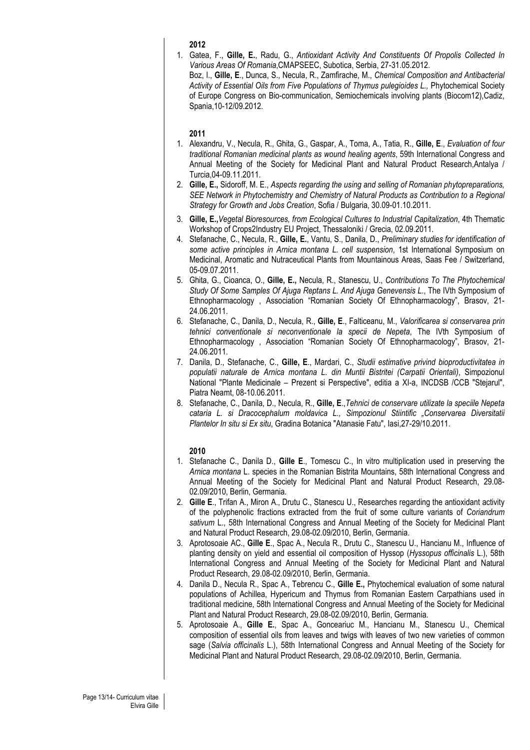**2012**

1. Gatea, F., **Gille, E.**, Radu, G., *Antioxidant Activity And Constituents Of Propolis Collected In Various Areas Of Romania*,CMAPSEEC, Subotica, Serbia, 27-31.05.2012.
   Boz, I., **Gille, E**., Dunca, S., Necula, R., Zamfirache, M., *Chemical Composition and Antibacterial Activity of Essential Oils from Five Populations of Thymus pulegioides L.,* Phytochemical Society of Europe Congress on Bio-communication, Semiochemicals involving plants (Biocom12),Cadiz, Spania,10-12/09.2012.

**2011**

1. Alexandru, V., Necula, R., Ghita, G., Gaspar, A., Toma, A., Tatia, R., **Gille, E**., *Evaluation of four traditional Romanian medicinal plants as wound healing agents*, 59th International Congress and Annual Meeting of the Society for Medicinal Plant and Natural Product Research,Antalya / Turcia,04-09.11.2011.
2. **Gille, E.,** Sidoroff, M. E., *Aspects regarding the using and selling of Romanian phytopreparations, SEE Network in Phytochemistry and Chemistry of Natural Products as Contribution to a Regional Strategy for Growth and Jobs Creation*, Sofia / Bulgaria, 30.09-01.10.2011.
3. **Gille, E.,***Vegetal Bioresources, from Ecological Cultures to Industrial Capitalization*, 4th Thematic Workshop of Crops2Industry EU Project, Thessaloniki / Grecia, 02.09.2011.
4. Stefanache, C., Necula, R., **Gille, E.**, Vantu, S., Danila, D., *Preliminary studies for identification of some active principles in Arnica montana L. cell suspension*, 1st International Symposium on Medicinal, Aromatic and Nutraceutical Plants from Mountainous Areas, Saas Fee / Switzerland, 05-09.07.2011.
5. Ghita, G., Cioanca, O., **Gille, E.,** Necula, R., Stanescu, U., *Contributions To The Phytochemical Study Of Some Samples Of Ajuga Reptans L. And Ajuga Genevensis L*., The IVth Symposium of Ethnopharmacology , Association "Romanian Society Of Ethnopharmacology", Brasov, 21-24.06.2011.
6. Stefanache, C., Danila, D., Necula, R., **Gille, E**., Falticeanu, M., *Valorificarea si conservarea prin tehnici conventionale si neconventionale la specii de Nepeta*, The IVth Symposium of Ethnopharmacology , Association "Romanian Society Of Ethnopharmacology", Brasov, 21-24.06.2011.
7. Danila, D., Stefanache, C., **Gille, E**., Mardari, C., *Studii estimative privind bioproductivitatea in populatii naturale de Arnica montana L. din Muntii Bistritei (Carpatii Orientali)*, Simpozionul National "Plante Medicinale – Prezent si Perspective", editia a XI-a, INCDSB /CCB "Stejarul", Piatra Neamt, 08-10.06.2011.
8. Stefanache, C., Danila, D., Necula, R., **Gille, E**.,*Tehnici de conservare utilizate la speciile Nepeta cataria L. si Dracocephalum moldavica L., Simpozionul Stiintific „Conservarea Diversitatii Plantelor In situ si Ex situ*, Gradina Botanica "Atanasie Fatu", Iasi,27-29/10.2011.

**2010**

1. Stefanache C., Danila D., **Gille E**., Tomescu C., In vitro multiplication used in preserving the *Arnica montana* L. species in the Romanian Bistrita Mountains, 58th International Congress and Annual Meeting of the Society for Medicinal Plant and Natural Product Research, 29.08-02.09/2010, Berlin, Germania.
2. **Gille E**., Trifan A., Miron A., Drutu C., Stanescu U., Researches regarding the antioxidant activity of the polyphenolic fractions extracted from the fruit of some culture variants of *Coriandrum sativum* L., 58th International Congress and Annual Meeting of the Society for Medicinal Plant and Natural Product Research, 29.08-02.09/2010, Berlin, Germania.
3. Aprotosoaie AC., **Gille E**., Spac A., Necula R., Drutu C., Stanescu U., Hancianu M., Influence of planting density on yield and essential oil composition of Hyssop (*Hyssopus officinalis* L.), 58th International Congress and Annual Meeting of the Society for Medicinal Plant and Natural Product Research, 29.08-02.09/2010, Berlin, Germania.
4. Danila D., Necula R., Spac A., Tebrencu C., **Gille E.,** Phytochemical evaluation of some natural populations of Achillea, Hypericum and Thymus from Romanian Eastern Carpathians used in traditional medicine, 58th International Congress and Annual Meeting of the Society for Medicinal Plant and Natural Product Research, 29.08-02.09/2010, Berlin, Germania.
5. Aprotosoaie A., **Gille E.**, Spac A., Gonceariuc M., Hancianu M., Stanescu U., Chemical composition of essential oils from leaves and twigs with leaves of two new varieties of common sage (*Salvia officinalis* L.), 58th International Congress and Annual Meeting of the Society for Medicinal Plant and Natural Product Research, 29.08-02.09/2010, Berlin, Germania.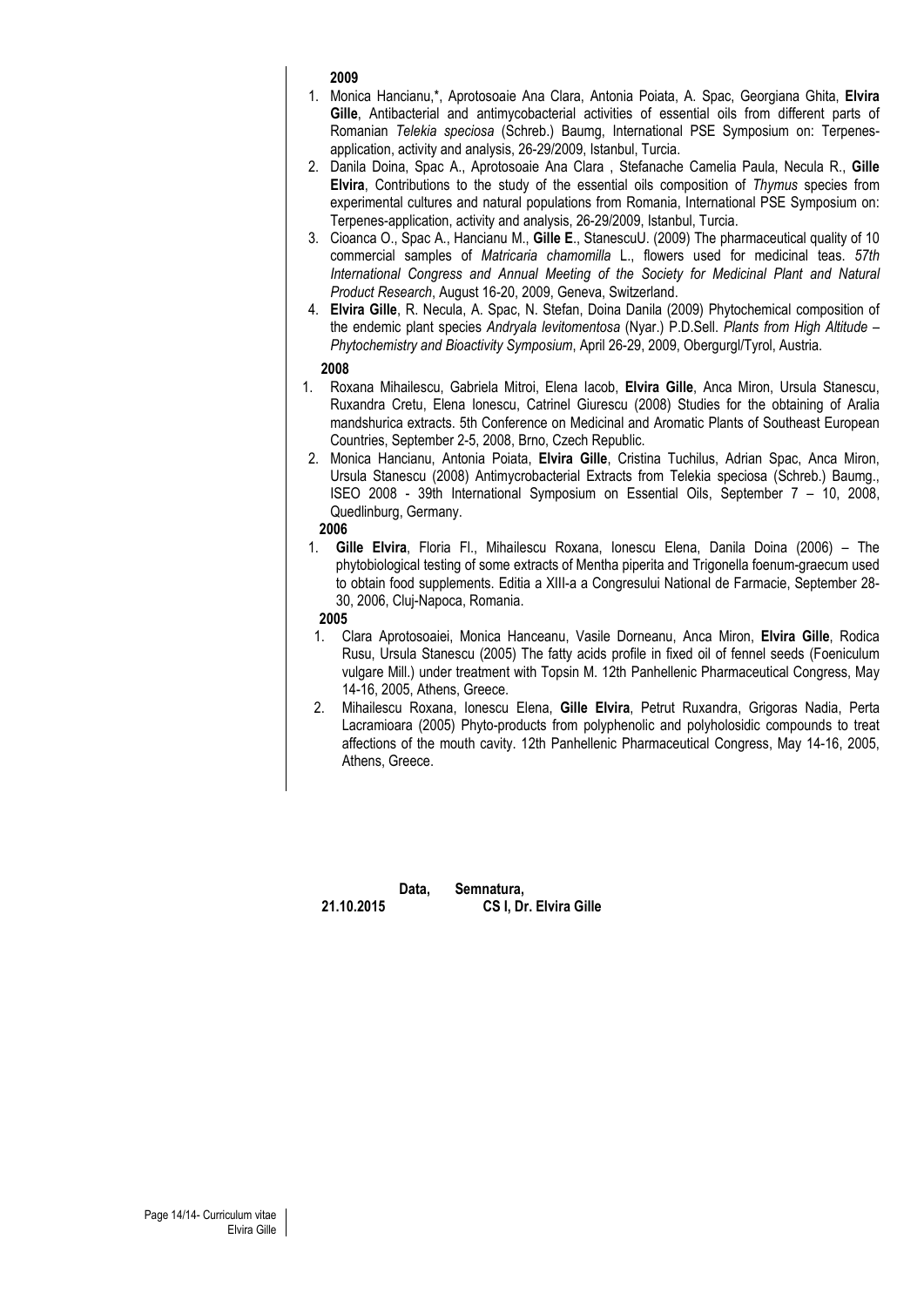**2009**

1. Monica Hancianu,*, Aprotosoaie Ana Clara, Antonia Poiata, A. Spac, Georgiana Ghita, **Elvira Gille**, Antibacterial and antimycobacterial activities of essential oils from different parts of Romanian *Telekia speciosa* (Schreb.) Baumg, International PSE Symposium on: Terpenes-application, activity and analysis, 26-29/2009, Istanbul, Turcia.
2. Danila Doina, Spac A., Aprotosoaie Ana Clara , Stefanache Camelia Paula, Necula R., **Gille Elvira**, Contributions to the study of the essential oils composition of *Thymus* species from experimental cultures and natural populations from Romania, International PSE Symposium on: Terpenes-application, activity and analysis, 26-29/2009, Istanbul, Turcia.
3. Cioanca O., Spac A., Hancianu M., **Gille E**., StanescuU. (2009) The pharmaceutical quality of 10 commercial samples of *Matricaria chamomilla* L., flowers used for medicinal teas. *57th International Congress and Annual Meeting of the Society for Medicinal Plant and Natural Product Research*, August 16-20, 2009, Geneva, Switzerland.
4. **Elvira Gille**, R. Necula, A. Spac, N. Stefan, Doina Danila (2009) Phytochemical composition of the endemic plant species *Andryala levitomentosa* (Nyar.) P.D.Sell. *Plants from High Altitude – Phytochemistry and Bioactivity Symposium*, April 26-29, 2009, Obergurgl/Tyrol, Austria.

**2008**

1. Roxana Mihailescu, Gabriela Mitroi, Elena Iacob, **Elvira Gille**, Anca Miron, Ursula Stanescu, Ruxandra Cretu, Elena Ionescu, Catrinel Giurescu (2008) Studies for the obtaining of Aralia mandshurica extracts. 5th Conference on Medicinal and Aromatic Plants of Southeast European Countries, September 2-5, 2008, Brno, Czech Republic.
2. Monica Hancianu, Antonia Poiata, **Elvira Gille**, Cristina Tuchilus, Adrian Spac, Anca Miron, Ursula Stanescu (2008) Antimycrobacterial Extracts from Telekia speciosa (Schreb.) Baumg., ISEO 2008 - 39th International Symposium on Essential Oils, September 7 – 10, 2008, Quedlinburg, Germany.

**2006**

1. **Gille Elvira**, Floria Fl., Mihailescu Roxana, Ionescu Elena, Danila Doina (2006) – The phytobiological testing of some extracts of Mentha piperita and Trigonella foenum-graecum used to obtain food supplements. Editia a XIII-a a Congresului National de Farmacie, September 28-30, 2006, Cluj-Napoca, Romania.

**2005**

1. Clara Aprotosoaiei, Monica Hanceanu, Vasile Dorneanu, Anca Miron, **Elvira Gille**, Rodica Rusu, Ursula Stanescu (2005) The fatty acids profile in fixed oil of fennel seeds (Foeniculum vulgare Mill.) under treatment with Topsin M. 12th Panhellenic Pharmaceutical Congress, May 14-16, 2005, Athens, Greece.
2. Mihailescu Roxana, Ionescu Elena, **Gille Elvira**, Petrut Ruxandra, Grigoras Nadia, Perta Lacramioara (2005) Phyto-products from polyphenolic and polyholosidic compounds to treat affections of the mouth cavity. 12th Panhellenic Pharmaceutical Congress, May 14-16, 2005, Athens, Greece.

**Data,** **Semnatura,**

**21.10.2015** **CS I, Dr. Elvira Gille**